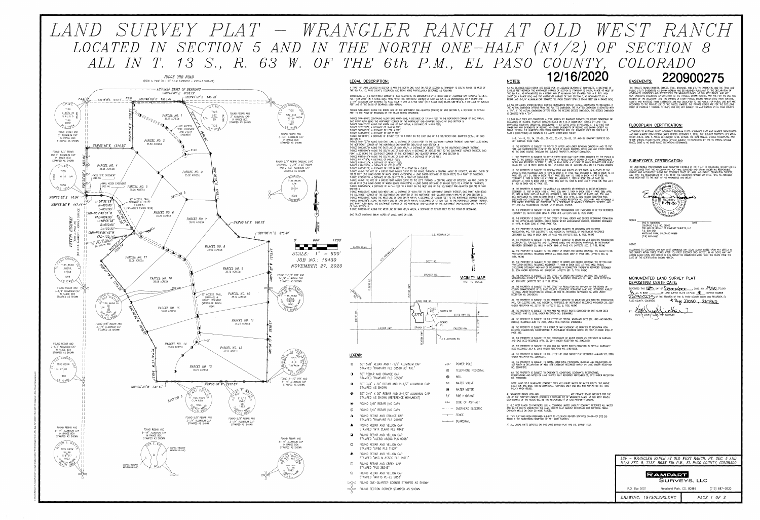# LAND SURVEY PLAT – WRANGLER RANCH AT OLD WEST RANCH

## LOCATED IN SECTION 5 AND IN THE NORTH ONE-HALF (N1/2) OF SECTION 8 ALL IN T. 13 S., R. 63 W. OF THE 6th P.M., EL PASO COUNTY, COLORADO

**12/16/2020** **220900275**

## LEGAL DESCRIPTION:

A TRACT OF LAND LOCATED IN SECTION 5 AND THE NORTH ONE-HALF (N1/2) OF SECTION 8, TOWNSHIP 13 SOUTH, RANGE 63 WEST OF THE 6th P.M., EL PASO COUNTY, COLORADO, AND BEING MORE PARTICULARLY DESCRIBED AS FOLLOWS:

COMMENCING AT THE NORTHWEST CORNER OF SAID SECTION 5, AS MONUMENTED BY A REBAR AND 3" ALUMINUM CAP STAMPED "U.P. & E. PLS 11624 2002" (IN A RANGE BOX) FROM WHICH THE NORTHEAST CORNER OF SAID SECTION 5, AS MONUMENTED BY A REBAR AND 3-1/4" ALUMINUM CAP STAMPED "EL PASO COUNTY DPW LS 17496 1992" (IN A RANGE BOX) BEARS S89°48'03"E, A DISTANCE OF 5262.32 FEET AND IS THE BASIS OF BEARINGS USED HEREIN;

THENCE S89°48'03"E ALONG THE NORTH LINE OF THE NORTHWEST ONE-QUARTER (NW1/4) OF SAID SECTION 5, A DISTANCE OF 1315.44 FEET TO THE POINT OF BEGINNING OF THE TRACT HEREIN DESCRIBED;

THENCE S89°48'03"E CONTINUING ALONG SAID NORTH LINE, A DISTANCE OF 1313.44 FEET TO THE NORTHEAST CORNER OF SAID NW1/4, SAID POINT ALSO BEING THE NORTHWEST CORNER OF THE NORTHEAST ONE-QUARTER (NE1/4) OF SAID SECTION 5;
THENCE S89°47'57"E ALONG THE NORTH LINE OF SAID NE1/4, A DISTANCE OF 145.93 FEET;
THENCE S27°21'11"E, A DISTANCE OF 1446.56 FEET;
THENCE S07°00'51"E, A DISTANCE OF 1739.14 FEET;
THENCE S43°50'15"E, A DISTANCE OF 866.75 FEET;
THENCE S81°06'11"E, A DISTANCE OF 875.82 FEET TO A POINT ON THE EAST LINE OF THE SOUTHEAST ONE-QUARTER (SE1/4) OF SAID SECTION 5;
THENCE S00°47'17"W ALONG SAID EAST LINE, A DISTANCE OF 1313.41 FEET TO THE SOUTHEAST CORNER THEREOF, SAID POINT ALSO BEING THE NORTHEAST CORNER OF THE NORTHEAST ONE-QUARTER (NE1/4) OF SAID SECTION 8;
THENCE S00°38'13"W ALONG THE EAST LINE OF SAID NE1/4, A DISTANCE OF 2638.07 FEET TO THE SOUTHEAST CORNER THEREOF;
THENCE N89°56'00"W ALONG THE SOUTH LINE OF SAID NE1/4, A DISTANCE OF 2617.67 FEET TO THE SOUTHWEST CORNER THEREOF, SAID POINT ALSO BEING THE SOUTHEAST CORNER OF THE NORTHWEST ONE-QUARTER (NW1/4) OF SAID SECTION 8;
THENCE N89°56'43"W ALONG THE SOUTH LINE OF SAID NW1/4, A DISTANCE OF 541.15 FEET;
THENCE N01°41'17"W, A DISTANCE OF 949.21 FEET;
THENCE N06°49'22"W, A DISTANCE OF 1638.07 FEET;
THENCE N38°47'15"W, A DISTANCE OF 1073.25 FEET;
THENCE N47°23'07"E, A DISTANCE OF 1256.54 FEET TO A POINT ON A CURVE;
THENCE ALONG THE ARC OF A 630.00 FOOT RADIUS CURVE TO THE RIGHT, THROUGH A CENTRAL ANGLE OF 10°56'33", AN ARC LENGTH OF 120.32 FEET (THE LONG CHORD OF WHICH BEARS N39°45'42"W, A LONG CHORD DISTANCE OF 120.14 FEET) TO A POINT OF TANGENCY;
THENCE N34°17'26"W, A DISTANCE OF 694.06 FEET TO A POINT OF CURVATURE;
THENCE ALONG THE ARC OF A 600.00 FOOT RADIUS CURVE TO THE LEFT, THROUGH A CENTRAL ANGLE OF 60°32'29", AN ARC LENGTH OF 633.99 FEET (THE LONG CHORD OF WHICH BEARS N39°45'01"W, A LONG CHORD DISTANCE OF 604.80 FEET) TO A POINT OF TANGENCY;
THENCE N89°58'56"W, A DISTANCE OF 447.44 FEET TO A POINT ON THE WEST LINE OF THE SOUTHWEST ONE-QUARTER (SW1/4) OF SAID SECTION 5;
THENCE N00°25'52"E ALONG SAID WEST LINE, A DISTANCE OF 10.94 FEET TO THE NORTHWEST CORNER THEREOF, SAID POINT ALSO BEING THE SOUTHWEST CORNER OF THE NORTHWEST ONE-QUARTER (NW1/4) OF SAID SECTION 5;
THENCE N00°25'52"E ALONG THE WEST LINE OF SAID NW1/4, A DISTANCE OF 1325.84 FEET TO THE NORTHWEST CORNER OF THE SOUTHWEST ONE-QUARTER OF THE NORTHWEST ONE-QUARTER (SW1/4 NW1/4) OF SAID SECTION 5;
THENCE S89°58'16"E ALONG THE NORTH LINE OF SAID SW1/4 NW1/4, A DISTANCE OF 1314.20 FEET TO THE NORTHEAST CORNER THEREOF, SAID POINT ALSO BEING THE SOUTHWEST CORNER OF THE NORTHEAST ONE-QUARTER OF THE NORTHWEST ONE-QUARTER (NE1/4 NW1/4) OF SAID SECTION 5;
THENCE N00°29'04"E ALONG THE WEST LINE OF SAID NE1/4 NW1/4, A DISTANCE OF 1318.71 FEET TO THE POINT OF BEGINNING.

SAID TRACT CONTAINS 599.41 ACRES OF LAND, MORE OR LESS.

## NOTES:

1.) ALL BEARINGS USED HEREON ARE BASED FROM AN ASSUMED BEARING OF S89°48'03"E, A DISTANCE OF 5262.32 FEET BETWEEN THE NORTHWEST CORNER OF SECTION 5, TOWNSHIP 13 SOUTH, RANGE 63 WEST OF THE 6th P.M., AS MONUMENTED BY A REBAR AND 3" ALUMINUM CAP STAMPED "U.P. & E. PLS 11624 2002" (IN A RANGE BOX) AND THE NORTHEAST CORNER OF SAID SECTION 5, AS MONUMENTED BY A REBAR AND 3-1/4" ALUMINUM CAP STAMPED "EL PASO COUNTY DPW LS 17496 1992" (IN A RANGE BOX).

2.) ALL DISTANCES SHOWN BETWEEN EXISTING MONUMENTS REFLECT ACTUAL DIMENSIONS AS MEASURED. IF THE ACTUAL DIMENSION DIFFERS FROM THE PLATTED DIMENSION, THE PLATTED DIMENSION IS DENOTED WITH A "P-" IF THE ACTUAL DIMENSION DIFFERS FROM THE RECORD DEEDED DIMENSION, THE DEEDED DIMENSION IS DENOTED WITH A "D-".

3.) THIS PLAT DOES NOT CONSTITUTE A TITLE SEARCH BY RAMPART SURVEYS FOR EITHER OWNERSHIP OR EASEMENTS OF RECORD. RAMPART SURVEYS RELIED ON A ALTA COMMITMENT ISSUED BY LAND TITLE GUARANTEE COMPANY, ORDER NO. SC55080088-11 (EFFECTIVE DATE: 07/17/2020 AT 5:00 P.M.) FOR EXISTING EASEMENTS OF RECORD. NO OTHER EASEMENTS OF RECORD ARE SHOWN EXCEPT AS FOUND THEREIN. THE NUMBERS USED BELOW CORRESPOND WITH THE NUMBERS USED IN SCHEDULE B, PART II (EXCEPTIONS) AS SHOWN IN THE ABOVE REFERENCED POLICY.

1.-9., 14.-15., 18., 24., 27.-29., 31.-32., 35.-37., 39.-55., 57., AND 61. RAMPART SURVEYS DID NOT ADDRESS THESE ITEMS.

10. THE PROPERTY IS SUBJECT TO RIGHTS OF UPPER AND LOWER RIPARIAN OWNERS IN AND TO THE FREE AND UNOBSTRUCTED FLOW OF THE WATER OF BLACK SQUIRREL CREEK AND ANY OTHER CREEKS AS THE SAME COURSE THROUGH THE SUBJECT PROPERTY, WITHOUT DIMINUTION.

11. THE PROPERTY IS SUBJECT TO ANY INTEREST WHICH MAY HAVE BEEN ACQUIRED BY THE PUBLIC IN AND TO THE SUBJECT PROPERTY BY REASON OF RESOLUTION OF BOARD OF COUNTY COMMISSIONERS DATED AND RECORDED OCTOBER 10, 1887 IN ROAD BOOK A AT PAGE 78 WHICH PROVIDED FOR PUBLIC ROADS 60 FEET IN WIDTH BEING 30 FEET ON EITHER SIDE OF SECTION LINES ON THE PUBLIC DOMAIN.

12. THE PROPERTY IS SUBJECT TO RESERVATIONS AND RIGHTS AS SET FORTH IN PATENTS OF THE UNITED STATES RECORDED JUNE 8, 1875 IN BOOK H AT PAGE 462, OCTOBER 5, 1883 IN BOOK 43 AT PAGE 157, JULY 21, 1890 IN BOOK 72 AT PAGE 393, MAY 16, 1892 IN BOOK 143 AT PAGE 45, FEBRUARY 3, 1893 IN BOOK 185 AT PAGE 91, JANUARY 7, 1890 IN BOOK 208 AT PAGE 88, JANUARY 30, 1902 IN BOOK 292 AT PAGE 263, MAY 18, 1900 IN BOOK 268 AT PAGE 196, AND JULY 8, 1907 IN BOOK 400 AT PAGE 157.

13. THE PROPERTY IS SUBJECT TO MINERALS AS CONVEYED OR RESERVED IN DEEDS RECORDED DECEMBER 13, 1957 IN BOOK 1658 AT PAGE 108, MAY 7, 1964 IN BOOK 2012 AT PAGE 298, APRIL 20, 1981 IN BOOK 3425 AT PAGE 99, OCTOBER 1, 1981 IN BOOK 3467 AT PAGES 547, 552, AND 557, SEPTEMBER 15, 1988 IN BOOK 5568 AT PAGE 870, APRIL 2, 2012 UNDER RECEPTION NOS. 212038406 AND 212038409, OCTOBER 23, 2012 UNDER RECEPTION NO. 212124491, AND NOVEMBER 2, 2012 UNDER RECEPTION NO. 212130333, OR A SEVERANCE OF MINERALS EVIDENCED THEREBY, AND ANY AND ALL ASSIGNMENTS THEREOF OR INTERESTS THEREIN.

17. THE PROPERTY IS SUBJECT TO AN ELECTRIC TRANSMISSION LINE EVIDENCED BY LETTER RECORDED FEBRUARY 20, 1974 IN BOOK 2658 AT PAGE 83 (AFFECTS SEC. 8, T13S, R63W)

19. THE PROPERTY IS SUBJECT TO THE EFFECT OF FINAL ORDER AND DECREE REGARDING FORMATION OF THE UPPER BLACK SQUIRREL CREEK ROUND WATER MANAGEMENT DISTRICT, RECORDED DECEMBER 11, 1978, IN BOOK 3260 AT PAGE PAGE 701.

20. THE PROPERTY IS SUBJECT TO AN EASEMENT GRANTED TO MOUNTAIN VIEW ELECTRIC ASSOCIATION, INC., FOR ELECTRICITY, AND INCIDENTAL PURPOSES, BY INSTRUMENT RECORDED DECEMBER 20, 1982, IN BOOK 3649 AT PAGE 405. (AFFECTS SEC. 8, T13S, R63W)

21. THE PROPERTY IS SUBJECT TO AN EASEMENT GRANTED TO MOUNTAIN VIEW ELECTRIC ASSOCIATION, INCORPORATED, FOR ELECTRIC AND TELEPHONE LINES, AND INCIDENTAL PURPOSES, BY INSTRUMENT RECORDED DECEMBER 29, 1983, IN BOOK 3799 AT PAGE 431. (AFFECTS SEC. 5, T13S, R63W)

22. THE PROPERTY IS SUBJECT TO THE EFFECT OF ORDER AND DECREE CREATING THE ELLICOTT FIRE PROTECTION DISTRICT, RECORDED MARCH 23, 1985, BOOK 3967 AT PAGE 831. (AFFECTS SEC. 8, T13S, R63W)

23. THE PROPERTY IS SUBJECT TO THE EFFECT OF ORDER AND DECREE CREATING THE PEYTON FIRE PROTECTION DISTRICT, RECORDED NOVEMBER 17, 1988 IN BOOK 5577 AT PAGE 1462. PUBLIC DISCLOSURE DOCUMENT AND MAP OF BOUNDARIES IN CONNECTION THEREWITH RECORDED DECEMBER 21, 2014 UNDER RECEPTION NO. 214123281. (AFFECTS SEC. 5, T13S, R63W)

25. THE PROPERTY IS SUBJECT TO THE EFFECT OF ORDER AND DECREE CREATING THE ELLICOTT METROPOLITAN DISTRICT BY ORDER AND DECREE, RECORDED FEBRUARY 11, 1997, UNDER RECEPTION NO. 97015577. (AFFECTS SEC. 8, T13S, R63W)

26. THE PROPERTY IS SUBJECT TO THE EFFECT OF RESOLUTION NO. 90-285, OF THE BOARD OF COUNTY COMMISSIONERS OF EL PASO COUNTY, COLORADO, REGARDING LAND USE, RECORDED AUGUST 15, 2000, UNDER RECEPTION NO. 200097484 AND RE-RECORDED SEPTEMBER 12, 2000 UNDER RECEPTION NO. 200109291.

30. THE PROPERTY IS SUBJECT TO AN EASEMENT GRANTED TO MOUNTAIN VIEW ELECTRIC ASSOCIATION, INC., FOR ELECTRIC LINE, AND INCIDENTAL PURPOSES, BY INSTRUMENT RECORDED NOVEMBER 29, 2007 UNDER RECEPTION NO. 207151731. (AFFECTS SEC. 5, T13S, R63W)

33. THE PROPERTY IS SUBJECT TO ANY AND ALL WATER RIGHTS CONVEYED BY QUIT CLAIM DEED RECORDED JUNE 15, 2010, UNDER RECEPTION NO. 210060862.

34. THE PROPERTY IS SUBJECT TO THE EFFECT OF SPECIAL WARRANTY DEED (OIL, GAS AND MINERAL RIGHTS), RECORDED JUNE 15, 2010, UNDER RECEPTION NO. 210060863.

38. THE PROPERTY IS SUBJECT TO A RIGHT OF WAY EASEMENT AS GRANTED TO MOUNTAIN VIEW ELECTRIC ASSOCIATION, INCORPORATED IN INSTRUMENT RECORDED MARCH 09, 1957, IN BOOK 2169 AT PAGE 332.

56. THE PROPERTY IS SUBJECT TO THE CONVEYANCE OF WATER RIGHTS AS CONTAINED IN BARGAIN AND SALE DEED RECORDED APRIL 30, 2014, UNDER RECEPTION NO. 214035831.

58. THE PROPERTY IS SUBJECT TO ANY AND ALL WATER RIGHTS CONVEYED BY SPECIAL WARRANTY DEED RECORDED JULY 6, 2018, UNDER RECEPTION NO. 218078025.

59. THE PROPERTY IS SUBJECT TO THE EFFECT OF LAND SURVEY PLAT RECORDED JANUARY 22, 2006, UNDER RECEPTION NO. 208900017.

60. THE PROPERTY IS SUBJECT TO TERMS, CONDITIONS, PROVISIONS, BURDENS AND OBLIGATIONS AS SET FORTH IN DECLARATION OF WELL SITE EASEMENT RECORDED MARCH 04, 2020 UNDER RECEPTION NO. 220031372.

62. THE PROPERTY IS SUBJECT TO EASEMENTS, CONDITIONS, COVENANTS, RESTRICTIONS, RESERVATIONS AND NOTES ON LAND SURVEY PLAT RECORDED SEPTEMBER 05, 2012 UNDER RECEPTION NO. 212900082.

NOTE: LAND TITLE GUARANTEE COMPANY DOES NOT INSURE WATER OR WATER RIGHTS. THE ABOVE EXCEPTION WAS MADE FOR INFORMATIONAL PURPOSES ONLY AND WILL NOT APPEAR ON THE FINAL POLICY WHEN ISSUED.

4.) WRANGLER RANCH VIEW AND \_\_\_\_\_\_\_\_\_\_\_\_\_\_\_\_\_\_\_\_ ARE PRIVATE ROADS INTENDED FOR THE USE OF THE PROPERTY OWNERS (PARCELS 1 THROUGH 17) OF WRANGLER RANCH AT OLD WEST RANCH. MAINTENANCE OF THE ROADS WILL BE THE RESPONSIBILITY OF SAID PROPERTY OWNERS.

5.) OLD WEST RANCH CO PARTNERS, LLC, A COLORADO LIMITED LIABILITY COMPANY, RESERVES ALL WATER AND WATER RIGHTS UNDERLYING THE LAND, EXCEPT THAT AMOUNT NECESSARY FOR INDIVIDUAL SMALL CAPACITY WELLS ON EACH 35-ACRE PARCEL.

6.) THIS PLAT HAS BEEN PREPARED SUBJECT TO COLORADO REVISED STATUTES 30-28-101 (10) (b) WHICH IS THE SUBDIVISION EXEMPTION OF 35+ ACRE PARCELS.

7.) ALL LINEAL UNITS DEPICTED ON THIS LAND SURVEY PLAT ARE U.S. SURVEY FEET.

## EASEMENTS:

THE PRIVATE ROADS (INGRESS, EGRESS, TRAIL, DRAINAGE, AND UTILITY) EASEMENTS, AND THE TRAIL AND PUBLIC UTILITY EASEMENTS AS SHOWN HEREON ARE ESTABLISHED PURSUANT TO THE DECLARATION OF COVENANTS, CONDITIONS AND RESTRICTIONS FOR WRANGLER RANCH AT OLD WEST RANCH, AND ARE NON-EXCLUSIVE EASEMENTS APPURTENANT TO THE PARCELS SHOWN HEREON, AND ARE FOR THE USE AND BENEFIT OF THE DECLARANT AND THE OWNERS OF EVERY PARCEL SHOWN HEREON (AND THEIR TENANTS, GUESTS AND INVITEES). THESE EASEMENTS ARE NOT DEDICATED TO THE PUBLIC FOR PUBLIC USE BUT ARE DEDICATED TO THE PRIVATE USE OF THE PARCEL OWNERS. THE PRIVATE ROADS ARE FOR THE EXCLUSIVE BENEFIT OF PARCELS 1 THROUGH 17 ONLY, AND ARE NOT SUBJECT TO MAINTENANCE BY EL PASO COUNTY.

## FLOODPLAIN CERTIFICATION:

ACCORDING TO NATIONAL FLOOD INSURANCE PROGRAM FLOOD INSURANCE RATE MAP NUMBER 08041C0580G AND MAP NUMBER 08041C0600G (MAPS REVISED DECEMBER 7, 2018), THE SUBJECT PROPERTY LIES WITHIN OTHER AREAS, ZONE X, AREAS DETERMINED TO BE OUTSIDE THE 0.2% ANNUAL CHANCE FLOODPLAIN, AND WITHIN SPECIAL FLOOD HAZARD AREAS (SFHAS) SUBJECT TO INUNDATION BY THE 1% ANNUAL CHANCE FLOOD, ZONE A, NO BASE FLOOD ELEVATIONS DETERMINED.

## SURVEYOR'S CERTIFICATION:

THE UNDERSIGNED PROFESSIONAL LAND SURVEYOR LICENSED IN THE STATE OF COLORADO, HEREBY STATES AND DECLARES THAT THE ACCOMPANYING PLAT WAS SURVEYED AND DRAWN UNDER HIS RESPONSIBLE CHARGE AND ACCURATELY SHOWS THE DESCRIBED TRACT OF LAND, AND PARCEL DELINEATION THEREOF, AND THAT THE REQUIREMENTS OF TITLE 38 OF THE COLORADO REVISED STATUTES, 1973, AS AMENDED, HAVE BEEN MET TO THE BEST OF HIS KNOWLEDGE AND BELIEF.

SIGNED 11-27-20 \_\_\_\_\_\_\_\_\_\_ DATE
ERIC R. SWENSON
COLORADO P.L.S. NO. 38560
FOR AND ON BEHALF OF RAMPART SURVEYS, LLC
P.O. BOX 5101
WOODLAND PARK, COLORADO 80866
(719) 687-0920

NOTICE:

ACCORDING TO COLORADO LAW YOU MUST COMMENCE ANY LEGAL ACTION BASED UPON ANY DEFECT IN THIS SURVEY WITHIN THREE YEARS AFTER YOU FIRST DISCOVER SUCH DEFECT. IN NO EVENT, MAY ANY ACTION BASED UPON ANY DEFECT IN THIS SURVEY BE COMMENCED MORE THAN TEN YEARS FROM THE DATE OF THE CERTIFICATION SHOWN HEREON.

## MONUMENTED LAND SURVEY PLAT DEPOSITING CERTIFICATE:

DEPOSITED THIS 16th DAY OF December, 2020, A.D., 1:40 O'CLOCK P.M., IN BOOK \_\_\_ OF LAND SURVEY PLATS AT PAGE \_\_\_ DEPOSIT NUMBER 220900275 OF THE RECORDS OF THE EL PASO COUNTY CLERK AND RECORDER, EL PASO COUNTY, COLORADO. Page 33050 - 33082

BY: \_\_\_\_\_\_\_\_\_\_ DEPUTY COUNTY CLERK AND RECORDER

## LEGEND:

- SET 5/8" REBAR AND 1-1/2" ALUMINUM CAP STAMPED "RAMPART PLS 38560 30' W.C."
- SET REBAR AND ORANGE CAP STAMPED "RAMPART PLS 38560"
- SET 3/4" x 30" REBAR AND 2-1/2" ALUMINUM CAP STAMPED AS SHOWN
- SET 3/4" x 30" REBAR AND 2-1/2" ALUMINUM CAP STAMPED AS SHOWN (REFERENCE MONUMENT)
- FOUND 5/8" REBAR (NO CAP)
- FOUND 3/4" REBAR (NO CAP)
- FOUND REBAR AND ORANGE CAP STAMPED "RAMPART PLS 26965"
- FOUND REBAR AND YELLOW CAP STAMPED "W.K. CLARK PLS 4842"
- FOUND REBAR AND YELLOW CAP STAMPED "ALESSI ASSOC PLS 9008"
- FOUND REBAR AND YELLOW CAP STAMPED "UP&E PLS 11624"
- FOUND REBAR AND YELLOW CAP STAMPED "WKC & ASSOC PLS 14611"
- FOUND REBAR AND GREEN CAP STAMPED "PLS 38245"
- FOUND REBAR AND YELLOW CAP STAMPED "WATTS PE-LS 9853"
- FOUND ONE-QUARTER CORNER STAMPED AS SHOWN
- FOUND SECTION CORNER STAMPED AS SHOWN
- POWER POLE
- TELEPHONE PEDESTAL
- WELL
- WATER VALVE
- WATER METER
- FIRE HYDRANT
- EDGE OF ASPHALT
- OVERHEAD ELECTRIC
- FENCE
- GUARDRAIL

## VICINITY MAP

NOT TO SCALE

(U.S. HIGHWAY 24, LATIGO BLVD, SCOTT RD, SPENCER RD, CURTIS RD, PEYTON HWY, JUDGE ORR RD, SITE, SAHARA DR, STATE HWY 110, NOMAD PL, SPHINX CT, FALCON HWY, ELLICOTT HWY, J.D. JOHNSON RD)

## PLAT DRAWING

JUDGE ORR ROAD (BOOK A, PAGE 78 – 60' R.O.W. EASEMENT – ASPHALT SURFACE)

PEYTON HIGHWAY (BOOK A, PAGE 78) (60' R.O.W. EASEMENT – ASPHALT SURFACE)

ASSUMED BASIS OF BEARINGS – S89°48'03"E 5262.32'

P.O.C. – S89°48'03"E 1315.44' – P.O.B. – S89°48'03"E 1313.44' – S89°47'57"E 145.93'

S27°21'11"E 1446.56' | S07°00'51"E 1739.14' | S43°50'15"E 866.75' | S81°06'11"E 875.82' | S00°47'17"W 1313.41' | S00°38'13"W 2638.07' | N89°56'00"W 2617.67' | N89°56'43"W 541.15' | N01°41'17"W 949.21' | N06°49'22"W 1638.07' | N38°47'15"W 1073.25' | N47°23'07"E 1256.54' | N00°29'04"E 1318.71' | S89°58'16"E 1314.20' | N00°25'52"E 1325.84' | N00°25'52"E 10.94' | N89°58'56"W 447.44'

Δ=10°56'33" R=630.00' L=120.32' ChB=N39°45'42"W CHL=120.14'

Δ=60°32'29" R=600.00' L=633.99' ChB=N39°45'01"W CHL=604.80'

N34°17'26"W 694.06'

60' ACCESS, TRAIL, DRAINAGE AND UTILITY EASEMENT (WRANGLER RANCH VIEW)

60' ACCESS, TRAIL, DRAINAGE & UTILITY EASEMENT

50' ACCESS, TRAIL, DRAINAGE & UTILITY EASEMENT

WELL SITE EASEMENT (REC NO. \_\_\_)

| Parcel | Area |
|---|---|
| PARCEL NO. 1 | 35.17 ACRES± |
| PARCEL NO. 2 | 35.02 ACRES± |
| PARCEL NO. 3 | 35.58 ACRES± |
| PARCEL NO. 4 | 35.26 ACRES± |
| PARCEL NO. 5 | 35.26 ACRES± |
| PARCEL NO. 6 | 35.28 ACRES± |
| PARCEL NO. 7 | 35.02 ACRES± |
| PARCEL NO. 8 | 35.02 ACRES± |
| PARCEL NO. 9 | 35.70 ACRES± |
| PARCEL NO. 10 | 35.12 ACRES± |
| PARCEL NO. 11 | 35.23 ACRES± |
| PARCEL NO. 12 | 35.25 ACRES± |
| PARCEL NO. 13 | 35.24 ACRES± |
| PARCEL NO. 14 | 35.09 ACRES± |
| PARCEL NO. 15 | 35.08 ACRES± |
| PARCEL NO. 16 | 35.08 ACRES± |
| PARCEL NO. 17 | 35.08 ACRES± |

SECTION 5 | SECTION 8

SCALE: 1" = 600'
JOB NO.: 19430
NOVEMBER 27, 2020

LSP – WRANGLER RANCH AT OLD WEST RANCH, PT. SEC. 5 AND N1/2 SEC. 8, T13S, R63W 6th P.M., EL PASO COUNTY, COLORADO

RAMPART SURVEYS, LLC
P.O. Box 5101 Woodland Park, CO. 80866 (719) 687-0920

DRAWING: 19430LSP2.DWG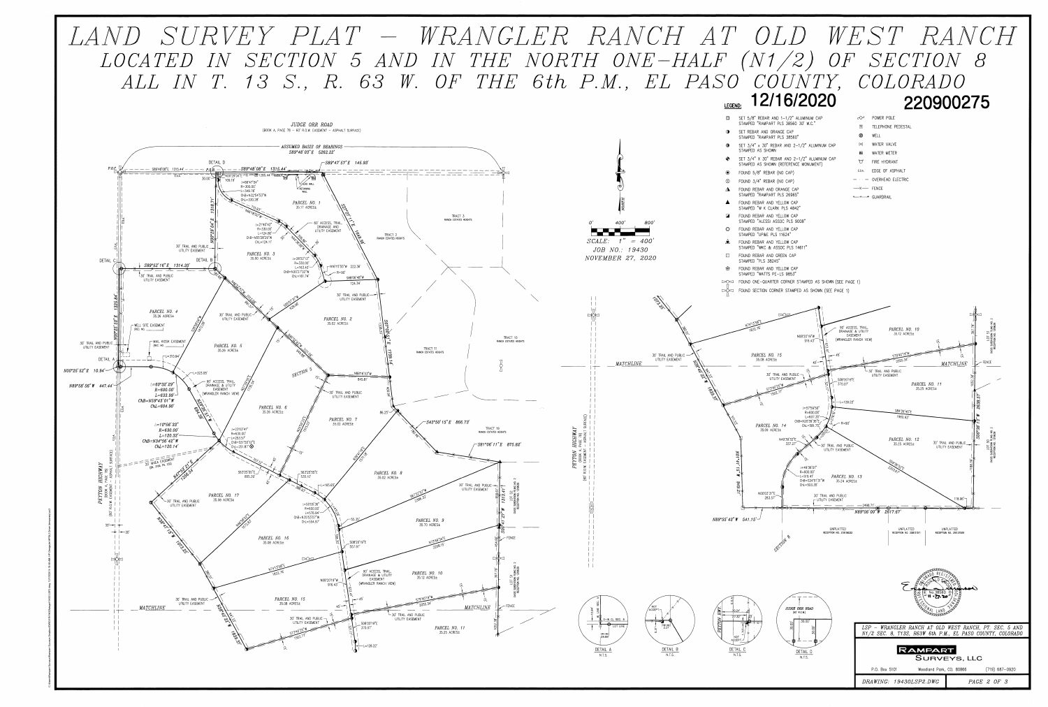# LAND SURVEY PLAT – WRANGLER RANCH AT OLD WEST RANCH

## LOCATED IN SECTION 5 AND IN THE NORTH ONE-HALF (N1/2) OF SECTION 8 ALL IN T. 13 S., R. 63 W. OF THE 6th P.M., EL PASO COUNTY, COLORADO

12/16/2020

220900275

**LEGEND:**

- SET 5/8" REBAR AND 1-1/2" ALUMINUM CAP STAMPED "RAMPART PLS 38560 30' W.C."
- SET REBAR AND ORANGE CAP STAMPED "RAMPART PLS 38560"
- SET 3/4" x 30" REBAR AND 2-1/2" ALUMINUM CAP STAMPED AS SHOWN
- SET 3/4" X 30" REBAR AND 2-1/2" ALUMINUM CAP STAMPED AS SHOWN (REFERENCE MONUMENT)
- FOUND 5/8" REBAR (NO CAP)
- FOUND 3/4" REBAR (NO CAP)
- FOUND REBAR AND ORANGE CAP STAMPED "RAMPART PLS 26965"
- FOUND REBAR AND YELLOW CAP STAMPED "W K CLARK PLS 4842"
- FOUND REBAR AND YELLOW CAP STAMPED "ALESSI ASSOC PLS 9008"
- FOUND REBAR AND YELLOW CAP STAMPED "UP&E PLS 11624"
- FOUND REBAR AND YELLOW CAP STAMPED "WKC & ASSOC PLS 14611"
- FOUND REBAR AND GREEN CAP STAMPED "PLS 38245"
- FOUND REBAR AND YELLOW CAP STAMPED "WATTS PE-LS 9853"
- FOUND ONE-QUARTER CORNER STAMPED AS SHOWN (SEE PAGE 1)
- FOUND SECTION CORNER STAMPED AS SHOWN (SEE PAGE 1)
- POWER POLE
- TELEPHONE PEDESTAL
- WELL
- WATER VALVE
- WATER METER
- FIRE HYDRANT
- EDGE OF ASPHALT
- OVERHEAD ELECTRIC
- FENCE
- GUARDRAIL

SCALE: 1" = 400'
JOB NO.: 19430
NOVEMBER 27, 2020

JUDGE ORR ROAD (BOOK A, PAGE 78 – 60' R.O.W. EASEMENT – ASPHALT SURFACE)

ASSUMED BASIS OF BEARINGS S89°48'03" E 5262.22'

P.O.C. S89°48'08"E 1315.44' — P.O.B. S89°48'08"E 1315.44' — S89°47'57"E 145.93'

PEYTON HIGHWAY (BOOK A, PAGE 78) (60' R.O.W. EASEMENT – ASPHALT SURFACE)

PARCEL NO. 1 — 35.17 ACRES±
PARCEL NO. 2 — 35.62 ACRES±
PARCEL NO. 3 — 35.90 ACRES±
PARCEL NO. 4 — 35.26 ACRES±
PARCEL NO. 5 — 35.26 ACRES±
PARCEL NO. 6 — 35.36 ACRES±
PARCEL NO. 7 — 35.03 ACRES±
PARCEL NO. 8 — 35.02 ACRES±
PARCEL NO. 9 — 35.70 ACRES±
PARCEL NO. 10 — 35.12 ACRES±
PARCEL NO. 11 — 35.25 ACRES±
PARCEL NO. 12 — 35.25 ACRES±
PARCEL NO. 13 — 35.24 ACRES±
PARCEL NO. 14 — 35.09 ACRES±
PARCEL NO. 15 — 35.08 ACRES±
PARCEL NO. 16 — 35.89 ACRES±
PARCEL NO. 17 — 35.88 ACRES±

TRACT 2, TRACT 3, TRACT 10, TRACT 11, TRACT 19 — RANCH ESTATES HEIGHTS

60' ACCESS, TRAIL, DRAINAGE & UTILITY EASEMENT (WRANGLER RANCH VIEW)
30' TRAIL AND PUBLIC UTILITY EASEMENT
WELL SITE EASEMENT
MAIL KIOSK EASEMENT

Δ=50°30'29" R=600.00' L=633.99' ChB=N59°43'01"W ChL=604.90'
Δ=10°56'33" R=630.00' L=120.32' ChB=N34°06'42"W ChL=120.14'

N00°35'52"E 10.94' — N89°58'56"W 447.44' — S89°52'16"E 1314.20' — N00°29'04"E 1318.71' — N00°35'53"E 1325.84'

S43°50'15"E 866.73' — S81°06'11"E 875.88' — S00°41'27"W 1317.41' — N89°55'43"W 641.15' — N89°56'00"W 2617.67' — S00°36'15"W 2638.37'

SECTION 5 — SECTION 8 — MATCHLINE

UNPLATTED

DETAIL A (N.T.S.) — DETAIL B (N.T.S.) — DETAIL C (N.T.S.) — DETAIL D (N.T.S.)

LSP – WRANGLER RANCH AT OLD WEST RANCH, PT. SEC. 5 AND N1/2 SEC. 8, T13S, R63W 6th P.M., EL PASO COUNTY, COLORADO

RAMPART SURVEYS, LLC
P.O. Box 5101 — Woodland Park, CO. 80866 — (719) 687-0920

DRAWING: 19430LSP2.DWG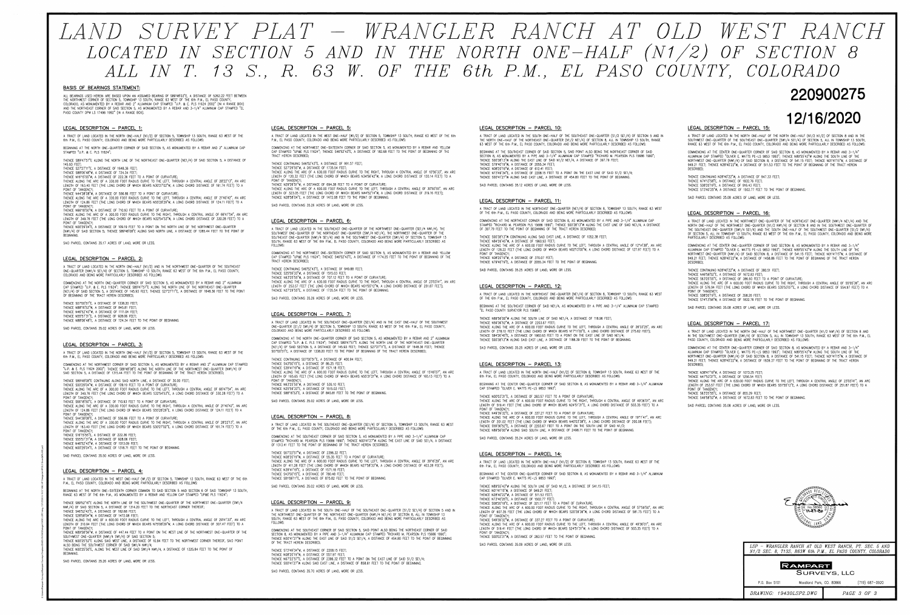# LAND SURVEY PLAT – WRANGLER RANCH AT OLD WEST RANCH
## LOCATED IN SECTION 5 AND IN THE NORTH ONE-HALF (N1/2) OF SECTION 8 ALL IN T. 13 S., R. 63 W. OF THE 6th P.M., EL PASO COUNTY, COLORADO

**220900275**

**12/16/2020**

### BASIS OF BEARINGS STATEMENT:

ALL BEARINGS USED HEREIN ARE BASED UPON AN ASSUMED BEARING OF S89°48'03"E, A DISTANCE OF 5262.22 FEET BETWEEN THE NORTHWEST CORNER OF SECTION 5, TOWNSHIP 13 SOUTH, RANGE 63 WEST OF THE 6th P.M., EL PASO COUNTY, COLORADO, AS MONUMENTED BY A REBAR AND 2" ALUMINUM CAP STAMPED "U.P. & E. PLS 11624 2002" (IN A RANGE BOX) AND THE NORTHEAST CORNER OF SAID SECTION 5, AS MONUMENTED BY A REBAR AND 3-1/4" ALUMINUM CAP STAMPED "EL PASO COUNTY DPW LS 17496 1992" (IN A RANGE BOX).

### LEGAL DESCRIPTION – PARCEL 1:

A TRACT OF LAND LOCATED IN THE NORTH ONE-HALF (N1/2) OF SECTION 5, TOWNSHIP 13 SOUTH, RANGE 63 WEST OF THE 6th P.M., EL PASO COUNTY, COLORADO AND BEING MORE PARTICULARLY DESCRIBED AS FOLLOWS:

BEGINNING AT THE NORTH ONE-QUARTER CORNER OF SAID SECTION 5, AS MONUMENTED BY A REBAR AND 2" ALUMINUM CAP STAMPED "U.P. & E. PLS 11624";

THENCE S89°47'51"E ALONG THE NORTH LINE OF THE NORTHEAST ONE-QUARTER (NE1/4) OF SAID SECTION 5, A DISTANCE OF 145.93 FEET;
THENCE S27°27'11"E, A DISTANCE OF 1648.36 FEET;
THENCE S88°06'48"W, A DISTANCE OF 724.34 FEET;
THENCE N16°15'55"W, A DISTANCE OF 222.36 FEET TO A POINT OF CURVATURE;
THENCE ALONG THE ARC OF A 330.00 FOOT RADIUS CURVE TO THE LEFT, THROUGH A CENTRAL ANGLE OF 28°22'13", AN ARC LENGTH OF 163.40 FEET (THE LONG CHORD OF WHICH BEARS N30°27'02"W, A LONG CHORD DISTANCE OF 161.74 FEET) TO A POINT OF TANGENCY;
THENCE N44°38'08"W, A DISTANCE OF 556.66 FEET TO A POINT OF CURVATURE;
THENCE ALONG THE ARC OF A 330.00 FOOT RADIUS CURVE TO THE LEFT, THROUGH A CENTRAL ANGLE OF 21°40'42", AN ARC LENGTH OF 124.86 FEET (THE LONG CHORD OF WHICH BEARS N55°28'29"W, A LONG CHORD DISTANCE OF 124.11 FEET) TO A POINT OF TANGENCY;
THENCE N66°18'50"W, A DISTANCE OF 710.93 FEET TO A POINT OF CURVATURE;
THENCE ALONG THE ARC OF A 300.00 FOOT RADIUS CURVE TO THE RIGHT, THROUGH A CENTRAL ANGLE OF 66°47'54", AN ARC LENGTH OF 349.78 FEET (THE LONG CHORD OF WHICH BEARS N32°54'53"W, A LONG CHORD DISTANCE OF 330.28 FEET) TO A POINT OF TANGENCY;
THENCE N00°29'04"E, A DISTANCE OF 109.19 FEET TO A POINT ON THE NORTH LINE OF THE NORTHWEST ONE-QUARTER (NW1/4) OF SAID SECTION 5; THENCE S89°48'08"E ALONG SAID NORTH LINE, A DISTANCE OF 1285.44 FEET TO THE POINT OF BEGINNING.

SAID PARCEL CONTAINS 35.17 ACRES OF LAND, MORE OR LESS.

### LEGAL DESCRIPTION – PARCEL 2:

A TRACT OF LAND LOCATED IN THE NORTH ONE-HALF (N1/2) AND IN THE NORTHWEST ONE-QUARTER OF THE SOUTHEAST ONE-QUARTER (NW1/4 SE1/4) OF SECTION 5, TOWNSHIP 13 SOUTH, RANGE 63 WEST OF THE 6th P.M., EL PASO COUNTY, COLORADO AND BEING MORE PARTICULARLY DESCRIBED AS FOLLOWS:

COMMENCING AT THE NORTH ONE-QUARTER CORNER OF SAID SECTION 5, AS MONUMENTED BY A REBAR AND 2" ALUMINUM CAP STAMPED "U.P. & E. PLS 11624"; THENCE S89°47'51"E ALONG THE NORTH LINE OF THE NORTHEAST ONE-QUARTER (NE1/4) OF SAID SECTION 5, A DISTANCE OF 145.93 FEET; THENCE S27°27'11"E, A DISTANCE OF 1648.36 FEET TO THE POINT OF BEGINNING OF THE TRACT HEREIN DESCRIBED;

THENCE S07°00'51"E, A DISTANCE OF 1338.20 FEET;
THENCE N88°16'53"W, A DISTANCE OF 845.81 FEET;
THENCE N46°52'43"W, A DISTANCE OF 1111.04 FEET;
THENCE N55°57'31"E, A DISTANCE OF 928.06 FEET;
THENCE N88°06'48"E, A DISTANCE OF 724.34 FEET TO THE POINT OF BEGINNING.

SAID PARCEL CONTAINS 35.02 ACRES OF LAND, MORE OR LESS.

### LEGAL DESCRIPTION – PARCEL 3:

A TRACT OF LAND LOCATED IN THE NORTH ONE-HALF (N1/2) OF SECTION 5, TOWNSHIP 13 SOUTH, RANGE 63 WEST OF THE 6th P.M., EL PASO COUNTY, COLORADO AND BEING MORE PARTICULARLY DESCRIBED AS FOLLOWS:

COMMENCING AT THE NORTHWEST CORNER OF SAID SECTION 5, AS MONUMENTED BY A REBAR AND 2" ALUMINUM CAP STAMPED "U.P. & E. PLS 11624 2002"; THENCE S89°48'08"E ALONG THE NORTH LINE OF THE NORTHWEST ONE-QUARTER (NW1/4) OF SAID SECTION 5, A DISTANCE OF 1315.44 FEET TO THE POINT OF BEGINNING OF THE TRACT HEREIN DESCRIBED;

THENCE S89°48'08"E CONTINUING ALONG SAID NORTH LINE, A DISTANCE OF 30.00 FEET;
THENCE S00°29'04"W, A DISTANCE OF 109.19 FEET TO A POINT OF CURVATURE;
THENCE ALONG THE ARC OF A 300.00 FOOT RADIUS CURVE TO THE LEFT, THROUGH A CENTRAL ANGLE OF 66°47'54", AN ARC LENGTH OF 349.78 FEET (THE LONG CHORD OF WHICH BEARS S32°54'53"E, A LONG CHORD DISTANCE OF 330.28 FEET) TO A POINT OF TANGENCY;
THENCE S66°18'50"E, A DISTANCE OF 710.93 FEET TO A POINT OF CURVATURE;
THENCE ALONG THE ARC OF A 330.00 FOOT RADIUS CURVE TO THE RIGHT, THROUGH A CENTRAL ANGLE OF 21°40'42", AN ARC LENGTH OF 124.86 FEET (THE LONG CHORD OF WHICH BEARS S55°28'29"E, A LONG CHORD DISTANCE OF 124.11 FEET) TO A POINT OF TANGENCY;
THENCE S44°38'08"E, A DISTANCE OF 556.66 FEET TO A POINT OF CURVATURE;
THENCE ALONG THE ARC OF A 330.00 FOOT RADIUS CURVE TO THE RIGHT, THROUGH A CENTRAL ANGLE OF 28°22'13", AN ARC LENGTH OF 163.40 FEET (THE LONG CHORD OF WHICH BEARS S30°27'02"E, A LONG CHORD DISTANCE OF 161.74 FEET) TO A POINT OF TANGENCY;
THENCE S16°15'55"E, A DISTANCE OF 222.36 FEET;
THENCE S55°57'31"W, A DISTANCE OF 928.06 FEET;
THENCE N46°52'43"W, A DISTANCE OF 1013.09 FEET;
THENCE N00°29'04"E, A DISTANCE OF 1318.71 FEET TO THE POINT OF BEGINNING.

SAID PARCEL CONTAINS 35.50 ACRES OF LAND, MORE OR LESS.

### LEGAL DESCRIPTION – PARCEL 4:

A TRACT OF LAND LOCATED IN THE WEST ONE-HALF (W1/2) OF SECTION 5, TOWNSHIP 13 SOUTH, RANGE 63 WEST OF THE 6th P.M., EL PASO COUNTY, COLORADO AND BEING MORE PARTICULARLY DESCRIBED AS FOLLOWS:

BEGINNING AT THE NORTH ONE-SIXTEENTH CORNER COMMON TO SAID SECTION 5 AND SECTION 6 OF SAID TOWNSHIP 13 SOUTH, RANGE 63 WEST OF THE 6th P.M., AS MONUMENTED BY A REBAR AND YELLOW CAP STAMPED "UP&E PLS 11624";

THENCE S89°52'18"E ALONG THE NORTH LINE OF THE SOUTHWEST ONE-QUARTER OF THE NORTHWEST ONE-QUARTER (SW1/4 NW1/4) OF SAID SECTION 5, A DISTANCE OF 1314.20 FEET TO THE NORTHEAST CORNER THEREOF;
THENCE S46°52'43"E, A DISTANCE OF 182.68 FEET;
THENCE S28°58'04"W, A DISTANCE OF 1472.08 FEET;
THENCE ALONG THE ARC OF A 600.00 FOOT RADIUS CURVE TO THE LEFT, THROUGH A CENTRAL ANGLE OF 29°41'33", AN ARC LENGTH OF 310.94 FEET (THE LONG CHORD OF WHICH BEARS N75°08'29"W, A LONG CHORD DISTANCE OF 307.47 FEET) TO A POINT OF TANGENCY;
THENCE N89°58'56"W, A DISTANCE OF 447.44 FEET TO A POINT ON THE WEST LINE OF THE NORTHWEST ONE-QUARTER OF THE SOUTHWEST ONE-QUARTER (NW1/4 SW1/4) OF SAID SECTION 5;
THENCE N00°25'52"E ALONG SAID WEST LINE, A DISTANCE OF 10.94 FEET TO THE NORTHWEST CORNER THEREOF, SAID POINT ALSO BEING THE SOUTHWEST CORNER OF SAID SW1/4 NW1/4;
THENCE N00°25'50"E, ALONG THE WEST LINE OF SAID SW1/4 NW1/4, A DISTANCE OF 1325.84 FEET TO THE POINT OF BEGINNING.

SAID PARCEL CONTAINS 35.26 ACRES OF LAND, MORE OR LESS.

### LEGAL DESCRIPTION – PARCEL 5:

A TRACT OF LAND LOCATED IN THE WEST ONE-HALF (W1/2) OF SECTION 5, TOWNSHIP 13 SOUTH, RANGE 63 WEST OF THE 6th P.M., EL PASO COUNTY, COLORADO AND BEING MORE PARTICULARLY DESCRIBED AS FOLLOWS:

COMMENCING AT THE NORTHWEST ONE-SIXTEENTH CORNER OF SAID SECTION 5, AS MONUMENTED BY A REBAR AND YELLOW CAP STAMPED "UP&E PLS 11624"; THENCE S46°52'43"E, A DISTANCE OF 182.68 FEET TO THE POINT OF BEGINNING OF THE TRACT HEREIN DESCRIBED;

THENCE CONTINUING S46°52'43"E, A DISTANCE OF 991.57 FEET;
THENCE S27°29'55"W, A DISTANCE OF 1735.54 FEET;
THENCE ALONG THE ARC OF A 630.00 FOOT RADIUS CURVE TO THE LEFT, THROUGH A CENTRAL ANGLE OF 10°56'33", AN ARC LENGTH OF 120.32 FEET (THE LONG CHORD OF WHICH BEARS N34°56'42"W, A LONG CHORD DISTANCE OF 120.14 FEET) TO A POINT OF TANGENCY;
THENCE N29°28'34"W, A DISTANCE OF 694.38 FEET TO A POINT OF CURVATURE;
THENCE ALONG THE ARC OF A 600.00 FOOT RADIUS CURVE TO THE LEFT, THROUGH A CENTRAL ANGLE OF 30°50'55", AN ARC LENGTH OF 323.05 FEET (THE LONG CHORD OF WHICH BEARS N44°52'14"W, A LONG CHORD DISTANCE OF 319.16 FEET);
THENCE N28°58'04"E, A DISTANCE OF 1472.08 FEET TO THE POINT OF BEGINNING.

SAID PARCEL CONTAINS 35.26 ACRES OF LAND, MORE OR LESS.

### LEGAL DESCRIPTION – PARCEL 6:

A TRACT OF LAND LOCATED IN THE SOUTHEAST ONE-QUARTER OF THE NORTHWEST ONE-QUARTER (SE1/4 NW1/4), THE SOUTHWEST ONE-QUARTER OF THE NORTHEAST ONE-QUARTER (SW1/4 NE1/4), THE NORTHWEST ONE-QUARTER OF THE SOUTHEAST ONE-QUARTER (NW1/4 SE1/4) AND IN THE SOUTHWEST ONE-QUARTER (SW1/4) OF SECTION 5, TOWNSHIP 13 SOUTH, RANGE 63 WEST OF THE 6th P.M., EL PASO COUNTY, COLORADO AND BEING MORE PARTICULARLY DESCRIBED AS FOLLOWS:

COMMENCING AT THE NORTHWEST ONE-SIXTEENTH CORNER OF SAID SECTION 5, AS MONUMENTED BY A REBAR AND YELLOW CAP STAMPED "UP&E PLS 11624"; THENCE S46°52'43"E, A DISTANCE OF 1174.25 FEET TO THE POINT OF BEGINNING OF THE TRACT HEREIN DESCRIBED;

THENCE CONTINUING S46°52'43"E, A DISTANCE OF 949.89 FEET;
THENCE S20°59'33"W, A DISTANCE OF 1515.03 FEET;
THENCE N63°25'56"W, A DISTANCE OF 707.12 FEET TO A POINT OF CURVATURE;
THENCE ALONG THE ARC OF A 630.00 FOOT RADIUS CURVE TO THE RIGHT, THROUGH A CENTRAL ANGLE OF 23°03'41", AN ARC LENGTH OF 253.57 FEET (THE LONG CHORD OF WHICH BEARS N51°54'05"W, A LONG CHORD DISTANCE OF 251.87 FEET);
THENCE N27°29'55"E, A DISTANCE OF 1735.54 FEET TO THE POINT OF BEGINNING.

SAID PARCEL CONTAINS 35.26 ACRES OF LAND, MORE OR LESS.

### LEGAL DESCRIPTION – PARCEL 7:

A TRACT OF LAND LOCATED IN THE SOUTHEAST ONE-QUARTER (SE1/4) AND IN THE EAST ONE-HALF OF THE SOUTHWEST ONE-QUARTER (E1/2 SW1/4) OF SECTION 5, TOWNSHIP 13 SOUTH, RANGE 63 WEST OF THE 6th P.M., EL PASO COUNTY, COLORADO AND BEING MORE PARTICULARLY DESCRIBED AS FOLLOWS:

COMMENCING AT THE NORTH ONE-QUARTER CORNER OF SAID SECTION 5, AS MONUMENTED BY A REBAR AND 2" ALUMINUM CAP STAMPED "U.P. & E. PLS 11624"; THENCE S89°47'51"E ALONG THE NORTH LINE OF THE NORTHEAST ONE-QUARTER (NE1/4) OF SAID SECTION 5, A DISTANCE OF 145.93 FEET; THENCE S27°27'11"E, A DISTANCE OF 1648.36 FEET; THENCE S07°00'51"E, A DISTANCE OF 1338.20 FEET TO THE POINT OF BEGINNING OF THE TRACT HEREIN DESCRIBED;

THENCE CONTINUING S07°00'51"E, A DISTANCE OF 400.94 FEET;
THENCE S43°50'16"E, A DISTANCE OF 86.25 FEET;
THENCE S39°41'19"W, A DISTANCE OF 1571.18 FEET;
THENCE ALONG THE ARC OF A 600.00 FOOT RADIUS CURVE TO THE LEFT, THROUGH A CENTRAL ANGLE OF 15°46'07", AN ARC LENGTH OF 165.65 FEET (THE LONG CHORD OF WHICH BEARS N55°31'21"W, A LONG CHORD DISTANCE OF 165.13 FEET) TO A POINT OF TANGENCY;
THENCE N63°25'56"W, A DISTANCE OF 535.10 FEET;
THENCE N20°59'33"E, A DISTANCE OF 1515.03 FEET;
THENCE S88°16'53"E, A DISTANCE OF 845.81 FEET TO THE POINT OF BEGINNING.

SAID PARCEL CONTAINS 35.02 ACRES OF LAND, MORE OR LESS.

### LEGAL DESCRIPTION – PARCEL 8:

A TRACT OF LAND LOCATED IN THE SOUTHEAST ONE-QUARTER (SE1/4) OF SECTION 5, TOWNSHIP 13 SOUTH, RANGE 63 WEST OF THE 6th P.M., EL PASO COUNTY, COLORADO AND BEING MORE PARTICULARLY DESCRIBED AS FOLLOWS:

COMMENCING AT THE SOUTHEAST CORNER OF SAID SECTION 5, AS MONUMENTED BY A PIPE AND 3-1/4" ALUMINUM CAP STAMPED "RICHARD M. PEARSON PLS 15686 1990"; THENCE N00°41'27"W ALONG THE EAST LINE OF SAID SE1/4, A DISTANCE OF 1313.41 FEET TO THE POINT OF BEGINNING OF THE TRACT HEREIN DESCRIBED;

THENCE S67°22'37"W, A DISTANCE OF 2396.32 FEET;
THENCE N08°20'16"W, A DISTANCE OF 55.35 FEET TO A POINT OF CURVATURE;
THENCE ALONG THE ARC OF A 600.00 FOOT RADIUS CURVE TO THE RIGHT, THROUGH A CENTRAL ANGLE OF 39°16'29", AN ARC LENGTH OF 411.28 FEET (THE LONG CHORD OF WHICH BEARS N27°58'33"W, A LONG CHORD DISTANCE OF 403.28 FEET);
THENCE N39°41'19"E, A DISTANCE OF 1571.18 FEET;
THENCE S43°50'16"E, A DISTANCE OF 780.48 FEET;
THENCE S81°06'17"E, A DISTANCE OF 875.82 FEET TO THE POINT OF BEGINNING.

SAID PARCEL CONTAINS 35.02 ACRES OF LAND, MORE OR LESS.

### LEGAL DESCRIPTION – PARCEL 9:

A TRACT OF LAND LOCATED IN THE SOUTH ONE-HALF OF THE SOUTHEAST ONE-QUARTER (S1/2 SE1/4) OF SECTION 5 AND IN THE NORTHEAST ONE-QUARTER OF THE NORTHEAST ONE-QUARTER (NE1/4 NE1/4) OF SECTION 8, ALL IN TOWNSHIP 13 SOUTH, RANGE 63 WEST OF THE 6th P.M., EL PASO COUNTY, COLORADO AND BEING MORE PARTICULARLY DESCRIBED AS FOLLOWS:

COMMENCING AT THE SOUTHEAST CORNER OF SAID SECTION 5, SAID POINT ALSO BEING THE NORTHEAST CORNER OF SAID SECTION 8, AS MONUMENTED BY A PIPE AND 3-1/4" ALUMINUM CAP STAMPED "RICHARD M. PEARSON PLS 15686 1990"; THENCE N00°41'27"W ALONG THE EAST LINE OF SAID S1/2 SE1/4, A DISTANCE OF 454.80 FEET TO THE POINT OF BEGINNING OF THE TRACT HEREIN DESCRIBED;

THENCE S73°49'34"W, A DISTANCE OF 2208.15 FEET;
THENCE N08°20'16"W, A DISTANCE OF 557.97 FEET;
THENCE N67°22'37"E, A DISTANCE OF 2396.32 FEET TO A POINT ON THE EAST LINE OF SAID S1/2 SE1/4;
THENCE S00°41'27"W ALONG SAID EAST LINE, A DISTANCE OF 858.61 FEET TO THE POINT OF BEGINNING.

SAID PARCEL CONTAINS 35.70 ACRES OF LAND, MORE OR LESS.

### LEGAL DESCRIPTION – PARCEL 10:

A TRACT OF LAND LOCATED IN THE SOUTH ONE-HALF OF THE SOUTHEAST ONE-QUARTER (S1/2 SE1/4) OF SECTION 5 AND IN THE NORTH ONE-HALF OF THE NORTHEAST ONE-QUARTER (N1/2 NE1/4) OF SECTION 8, ALL IN TOWNSHIP 13 SOUTH, RANGE 63 WEST OF THE 6th P.M., EL PASO COUNTY, COLORADO AND BEING MORE PARTICULARLY DESCRIBED AS FOLLOWS:

BEGINNING AT THE SOUTHEAST CORNER OF SAID SECTION 5, SAID POINT ALSO BEING THE NORTHEAST CORNER OF SAID SECTION 8, AS MONUMENTED BY A PIPE AND 3-1/4" ALUMINUM CAP STAMPED "RICHARD M. PEARSON PLS 15686 1990"; THENCE S00°38'13"W ALONG THE EAST LINE OF SAID N1/2 NE1/4, A DISTANCE OF 397.79 FEET;
THENCE S79°40'19"W, A DISTANCE OF 2055.34 FEET;
THENCE N08°20'16"W, A DISTANCE OF 612.41 FEET;
THENCE N73°49'34"E, A DISTANCE OF 2208.15 FEET TO A POINT ON THE EAST LINE OF SAID S1/2 SE1/4;
THENCE S00°41'27"W ALONG SAID EAST LINE, A DISTANCE OF 454.80 FEET TO THE POINT OF BEGINNING.

SAID PARCEL CONTAINS 35.12 ACRES OF LAND, MORE OR LESS.

### LEGAL DESCRIPTION – PARCEL 11:

A TRACT OF LAND LOCATED IN THE NORTHEAST ONE-QUARTER (NE1/4) OF SECTION 8, TOWNSHIP 13 SOUTH, RANGE 63 WEST OF THE 6th P.M., EL PASO COUNTY, COLORADO AND BEING MORE PARTICULARLY DESCRIBED AS FOLLOWS:

COMMENCING AT THE NORTHEAST CORNER OF SAID SECTION 8, AS MONUMENTED BY A PIPE AND 3-1/4" ALUMINUM CAP STAMPED "RICHARD M. PEARSON PLS 15686 1990"; THENCE S00°38'13"W ALONG THE EAST LINE OF SAID NE1/4, A DISTANCE OF 397.79 FEET TO THE POINT OF BEGINNING OF THE TRACT HEREIN DESCRIBED;

THENCE S00°38'13"W CONTINUING ALONG SAID EAST LINE, A DISTANCE OF 1052.38 FEET;
THENCE N84°26'45"W, A DISTANCE OF 1960.93 FEET;
THENCE ALONG THE ARC OF A 600.00 FOOT RADIUS CURVE TO THE LEFT, THROUGH A CENTRAL ANGLE OF 12°14'38", AN ARC LENGTH OF 128.22 FEET (THE LONG CHORD OF WHICH BEARS N02°13'00"W, A LONG CHORD DISTANCE OF 127.97 FEET) TO A POINT OF TANGENCY;
THENCE N08°20'16"W, A DISTANCE OF 370.07 FEET;
THENCE N79°40'19"E, A DISTANCE OF 2055.34 FEET TO THE POINT OF BEGINNING.

SAID PARCEL CONTAINS 35.25 ACRES OF LAND, MORE OR LESS.

### LEGAL DESCRIPTION – PARCEL 12:

A TRACT OF LAND LOCATED IN THE NORTHEAST ONE-QUARTER (NE1/4) OF SECTION 8, TOWNSHIP 13 SOUTH, RANGE 63 WEST OF THE 6th P.M., EL PASO COUNTY, COLORADO AND BEING MORE PARTICULARLY DESCRIBED AS FOLLOWS:

BEGINNING AT THE SOUTHEAST CORNER OF SAID NE1/4, AS MONUMENTED BY A PIPE AND 3-1/4" ALUMINUM CAP STAMPED "EL PASO COUNTY SURVEYOR PLS 15686";

THENCE N89°56'00"W ALONG THE SOUTH LINE OF SAID NE1/4, A DISTANCE OF 118.96 FEET;
THENCE N54°36'52"W, A DISTANCE OF 2203.67 FEET;
THENCE ALONG THE ARC OF A 600.00 FOOT RADIUS CURVE TO THE LEFT, THROUGH A CENTRAL ANGLE OF 26°33'25", AN ARC LENGTH OF 278.10 FEET (THE LONG CHORD OF WHICH BEARS N17°11'03"E, A LONG CHORD DISTANCE OF 275.62 FEET);
THENCE S84°26'45"E, A DISTANCE OF 1960.93 FEET TO A POINT ON THE EAST LINE OF SAID NE1/4;
THENCE S00°38'13"W ALONG SAID EAST LINE, A DISTANCE OF 1188.29 FEET TO THE POINT OF BEGINNING.

SAID PARCEL CONTAINS 35.25 ACRES OF LAND, MORE OR LESS.

### LEGAL DESCRIPTION – PARCEL 13:

A TRACT OF LAND LOCATED IN THE NORTH ONE-HALF (N1/2) OF SECTION 8, TOWNSHIP 13 SOUTH, RANGE 63 WEST OF THE 6th P.M., EL PASO COUNTY, COLORADO AND BEING MORE PARTICULARLY DESCRIBED AS FOLLOWS:

BEGINNING AT THE CENTER ONE-QUARTER CORNER OF SAID SECTION 8, AS MONUMENTED BY A REBAR AND 3-1/4" ALUMINUM CAP STAMPED "OLIVER E. WATTS PE-LS 9853 1993";

THENCE N00°07'31"E, A DISTANCE OF 283.57 FEET TO A POINT OF CURVATURE;
THENCE ALONG THE ARC OF A 600.00 FOOT RADIUS CURVE TO THE RIGHT, THROUGH A CENTRAL ANGLE OF 49°36'01", AN ARC LENGTH OF 519.41 FEET (THE LONG CHORD OF WHICH BEARS N24°55'31"E, A LONG CHORD DISTANCE OF 503.35 FEET) TO A POINT OF TANGENCY;
THENCE N49°39'32"E, A DISTANCE OF 337.27 FEET TO A POINT OF CURVATURE;
THENCE ALONG THE ARC OF A 600.00 FOOT RADIUS CURVE TO THE LEFT, THROUGH A CENTRAL ANGLE OF 19°11'47", AN ARC LENGTH OF 201.02 FEET (THE LONG CHORD OF WHICH BEARS N40°03'38"E, A LONG CHORD DISTANCE OF 200.08 FEET);
THENCE S59°36'52"E, A DISTANCE OF 2203.67 FEET TO A POINT ON THE SOUTH LINE OF SAID N1/2;
THENCE N89°56'00"W ALONG SAID SOUTH LINE, A DISTANCE OF 2498.71 FEET TO THE POINT OF BEGINNING.

SAID PARCEL CONTAINS 35.24 ACRES OF LAND, MORE OR LESS.

### LEGAL DESCRIPTION – PARCEL 14:

A TRACT OF LAND LOCATED IN THE NORTH ONE-HALF (N1/2) OF SECTION 8, TOWNSHIP 13 SOUTH, RANGE 63 WEST OF THE 6th P.M., EL PASO COUNTY, COLORADO AND BEING MORE PARTICULARLY DESCRIBED AS FOLLOWS:

BEGINNING AT THE CENTER ONE-QUARTER CORNER OF SAID SECTION 8, AS MONUMENTED BY A REBAR AND 3-1/4" ALUMINUM CAP STAMPED "OLIVER E. WATTS PE-LS 9853 1993";

THENCE N89°55'43"W ALONG THE SOUTH LINE OF SAID N1/2, A DISTANCE OF 541.15 FEET;
THENCE N01°41'15"W, A DISTANCE OF 949.21 FEET;
THENCE N28°40'22"W, A DISTANCE OF 511.53 FEET;
THENCE N73°40'25"E, A DISTANCE OF 1502.77 FEET;
THENCE S08°20'16"E, A DISTANCE OF 321.17 FEET TO A POINT OF CURVATURE;
THENCE ALONG THE ARC OF A 600.00 FOOT RADIUS CURVE TO THE RIGHT, THROUGH A CENTRAL ANGLE OF 57°59'50", AN ARC LENGTH OF 607.35 FEET (THE LONG CHORD OF WHICH BEARS S20°39'38"W, A LONG CHORD DISTANCE OF 581.75 FEET) TO A POINT OF TANGENCY;
THENCE S49°39'32"W, A DISTANCE OF 337.27 FEET TO A POINT OF CURVATURE;
THENCE ALONG THE ARC OF A 600.00 FOOT RADIUS CURVE TO THE LEFT, THROUGH A CENTRAL ANGLE OF 49°36'01", AN ARC LENGTH OF 519.41 FEET (THE LONG CHORD OF WHICH BEARS S24°51'31"W, A LONG CHORD DISTANCE OF 503.35 FEET) TO A POINT OF TANGENCY;
THENCE S00°07'31"W, A DISTANCE OF 283.57 FEET TO THE POINT OF BEGINNING.

SAID PARCEL CONTAINS 35.09 ACRES OF LAND, MORE OR LESS.

### LEGAL DESCRIPTION – PARCEL 15:

A TRACT OF LAND LOCATED IN THE NORTH ONE-HALF OF THE NORTH ONE-HALF (N1/2 N1/2) OF SECTION 8 AND IN THE SOUTHWEST ONE-QUARTER OF THE SOUTHEAST ONE-QUARTER (SW1/4 SE1/4) OF SECTION 5, ALL IN TOWNSHIP 13 SOUTH, RANGE 63 WEST OF THE 6th P.M., EL PASO COUNTY, COLORADO AND BEING MORE PARTICULARLY DESCRIBED AS FOLLOWS:

COMMENCING AT THE CENTER ONE-QUARTER CORNER OF SAID SECTION 8, AS MONUMENTED BY A REBAR AND 3-1/4" ALUMINUM CAP STAMPED "OLIVER E. WATTS PE-LS 9853 1993"; THENCE N89°55'43"W ALONG THE SOUTH LINE OF THE NORTHWEST ONE-QUARTER (NW1/4) OF SAID SECTION 8, A DISTANCE OF 541.15 FEET; THENCE N01°41'15"W, A DISTANCE OF 949.21 FEET; THENCE N28°40'22"W, A DISTANCE OF 511.53 FEET TO THE POINT OF BEGINNING OF THE TRACT HEREIN DESCRIBED;

THENCE CONTINUING N28°40'22"W, A DISTANCE OF 847.33 FEET;
THENCE N74°13'58"E, A DISTANCE OF 1832.76 FEET;
THENCE S08°20'16"E, A DISTANCE OF 916.43 FEET;
THENCE S73°40'25"W, A DISTANCE OF 1502.77 FEET TO THE POINT OF BEGINNING.

SAID PARCEL CONTAINS 35.08 ACRES OF LAND, MORE OR LESS.

### LEGAL DESCRIPTION – PARCEL 16:

A TRACT OF LAND LOCATED IN THE NORTHEAST ONE-QUARTER OF THE NORTHWEST ONE-QUARTER (NW1/4 NE1/4) AND THE NORTH ONE-HALF OF THE NORTHWEST ONE-QUARTER (N1/2 NW1/4) OF SECTION 8 AND IN THE SOUTHWEST ONE-QUARTER OF THE SOUTHEAST ONE-QUARTER (SW1/4 SE1/4) AND THE SOUTH ONE-HALF OF THE SOUTHWEST ONE-QUARTER (S1/2 SW1/4) OF SECTION 5, ALL IN TOWNSHIP 13 SOUTH, RANGE 63 WEST OF THE 6th P.M., EL PASO COUNTY, COLORADO AND BEING MORE PARTICULARLY DESCRIBED AS FOLLOWS:

COMMENCING AT THE CENTER ONE-QUARTER CORNER OF SAID SECTION 8, AS MONUMENTED BY A REBAR AND 3-1/4" ALUMINUM CAP STAMPED "OLIVER E. WATTS PE-LS 9853 1993"; THENCE N89°55'43"W ALONG THE SOUTH LINE OF THE NORTHWEST ONE-QUARTER (NW1/4) OF SAID SECTION 8, A DISTANCE OF 541.15 FEET; THENCE N01°41'15"W, A DISTANCE OF 949.21 FEET; THENCE N28°40'22"W, A DISTANCE OF 1458.86 FEET TO THE POINT OF BEGINNING OF THE TRACT HEREIN DESCRIBED;

THENCE CONTINUING N28°40'22"W, A DISTANCE OF 380.51 FEET;
THENCE N46°56'52"E, A DISTANCE OF 1672.83 FEET;
THENCE S63°25'55"E, A DISTANCE OF 386.93 FEET TO A POINT OF CURVATURE;
THENCE ALONG THE ARC OF A 600.00 FOOT RADIUS CURVE TO THE RIGHT, THROUGH A CENTRAL ANGLE OF 55°05'38", AN ARC LENGTH OF 576.94 FEET (THE LONG CHORD OF WHICH BEARS S35°53'07"E, A LONG CHORD DISTANCE OF 554.97 FEET) TO A POINT OF TANGENCY;
THENCE S08°20'16"E, A DISTANCE OF 358.20 FEET;
THENCE S74°13'58"W, A DISTANCE OF 1832.76 FEET TO THE POINT OF BEGINNING.

SAID PARCEL CONTAINS 35.08 ACRES OF LAND, MORE OR LESS.

### LEGAL DESCRIPTION – PARCEL 17:

A TRACT OF LAND LOCATED IN THE NORTHWEST ONE-QUARTER (NW1/4) OF SECTION 8 AND IN THE SOUTHWEST ONE-QUARTER (SW1/4) OF SECTION 5, ALL IN TOWNSHIP 13 SOUTH, RANGE 63 WEST OF THE 6th P.M., EL PASO COUNTY, COLORADO AND BEING MORE PARTICULARLY DESCRIBED AS FOLLOWS:

COMMENCING AT THE CENTER ONE-QUARTER CORNER OF SAID SECTION 8, AS MONUMENTED BY A REBAR AND 3-1/4" ALUMINUM CAP STAMPED "OLIVER E. WATTS PE-LS 9853 1993"; THENCE N89°55'43"W ALONG THE SOUTH LINE OF THE NORTHWEST ONE-QUARTER (NW1/4) OF SAID SECTION 8, A DISTANCE OF 541.15 FEET; THENCE N01°41'15"W, A DISTANCE OF 949.21 FEET; THENCE N28°40'22"W, A DISTANCE OF 1839.37 FEET TO THE POINT OF BEGINNING OF THE TRACT HEREIN DESCRIBED;

THENCE N28°47'19"W, A DISTANCE OF 1073.25 FEET;
THENCE N47°52'31"E, A DISTANCE OF 1256.34 FEET;
THENCE ALONG THE ARC OF A 630.00 FOOT RADIUS CURVE TO THE LEFT, THROUGH A CENTRAL ANGLE OF 23°03'41", AN ARC LENGTH OF 253.57 FEET (THE LONG CHORD OF WHICH BEARS S51°54'12"E, A LONG CHORD DISTANCE OF 251.87 FEET) TO A POINT OF TANGENCY;
THENCE S63°25'55"E, A DISTANCE OF 855.29 FEET;
THENCE S46°56'52"W, A DISTANCE OF 1672.83 FEET TO THE POINT OF BEGINNING.

SAID PARCEL CONTAINS 35.06 ACRES OF LAND, MORE OR LESS.

LSP – WRANGLER RANCH AT OLD WEST RANCH, PT. SEC. 5 AND N1/2 SEC. 8, T13S, R63W 6th P.M., EL PASO COUNTY, COLORADO

RAMPART SURVEYS, LLC
P.O. Box 5101 | Woodland Park, CO. 80866 | (719) 687-0920

DRAWING: 19430LSP2.DWG